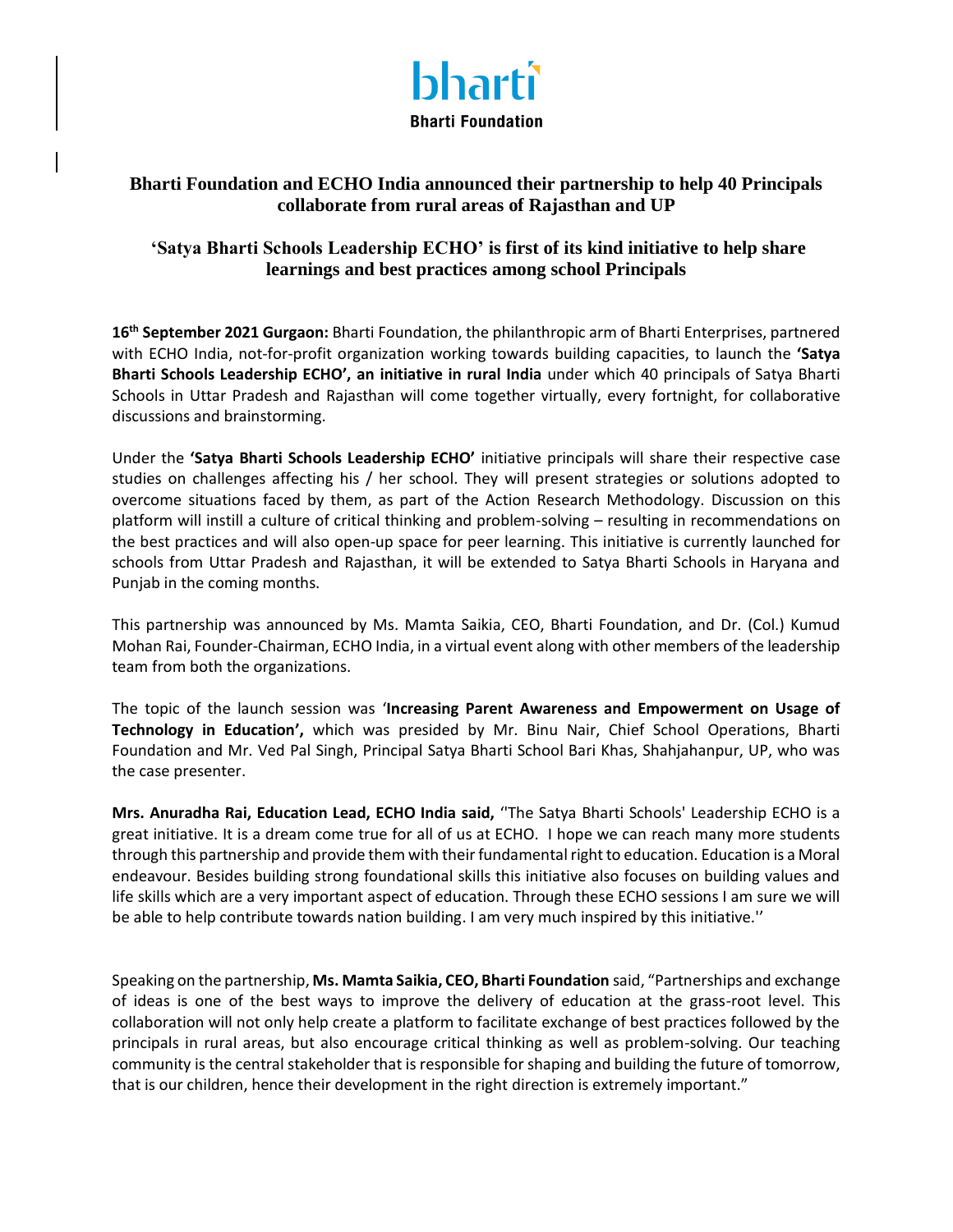bharti

Bharti Foundation

# Bharti Foundation and ECHO India announced their partnership to help 40 Principals collaborate from rural areas of Rajasthan and UP

## 'Satya Bharti Schools Leadership ECHO' is first of its kind initiative to help share learnings and best practices among school Principals

**16th September 2021 Gurgaon:** Bharti Foundation, the philanthropic arm of Bharti Enterprises, partnered with ECHO India, not-for-profit organization working towards building capacities, to launch the **'Satya Bharti Schools Leadership ECHO', an initiative in rural India** under which 40 principals of Satya Bharti Schools in Uttar Pradesh and Rajasthan will come together virtually, every fortnight, for collaborative discussions and brainstorming.

Under the **'Satya Bharti Schools Leadership ECHO'** initiative principals will share their respective case studies on challenges affecting his / her school. They will present strategies or solutions adopted to overcome situations faced by them, as part of the Action Research Methodology. Discussion on this platform will instill a culture of critical thinking and problem-solving – resulting in recommendations on the best practices and will also open-up space for peer learning. This initiative is currently launched for schools from Uttar Pradesh and Rajasthan, it will be extended to Satya Bharti Schools in Haryana and Punjab in the coming months.

This partnership was announced by Ms. Mamta Saikia, CEO, Bharti Foundation, and Dr. (Col.) Kumud Mohan Rai, Founder-Chairman, ECHO India, in a virtual event along with other members of the leadership team from both the organizations.

The topic of the launch session was '**Increasing Parent Awareness and Empowerment on Usage of Technology in Education',** which was presided by Mr. Binu Nair, Chief School Operations, Bharti Foundation and Mr. Ved Pal Singh, Principal Satya Bharti School Bari Khas, Shahjahanpur, UP, who was the case presenter.

**Mrs. Anuradha Rai, Education Lead, ECHO India said,** ''The Satya Bharti Schools' Leadership ECHO is a great initiative. It is a dream come true for all of us at ECHO. I hope we can reach many more students through this partnership and provide them with their fundamental right to education. Education is a Moral endeavour. Besides building strong foundational skills this initiative also focuses on building values and life skills which are a very important aspect of education. Through these ECHO sessions I am sure we will be able to help contribute towards nation building. I am very much inspired by this initiative.''

Speaking on the partnership, **Ms. Mamta Saikia, CEO, Bharti Foundation** said, "Partnerships and exchange of ideas is one of the best ways to improve the delivery of education at the grass-root level. This collaboration will not only help create a platform to facilitate exchange of best practices followed by the principals in rural areas, but also encourage critical thinking as well as problem-solving. Our teaching community is the central stakeholder that is responsible for shaping and building the future of tomorrow, that is our children, hence their development in the right direction is extremely important."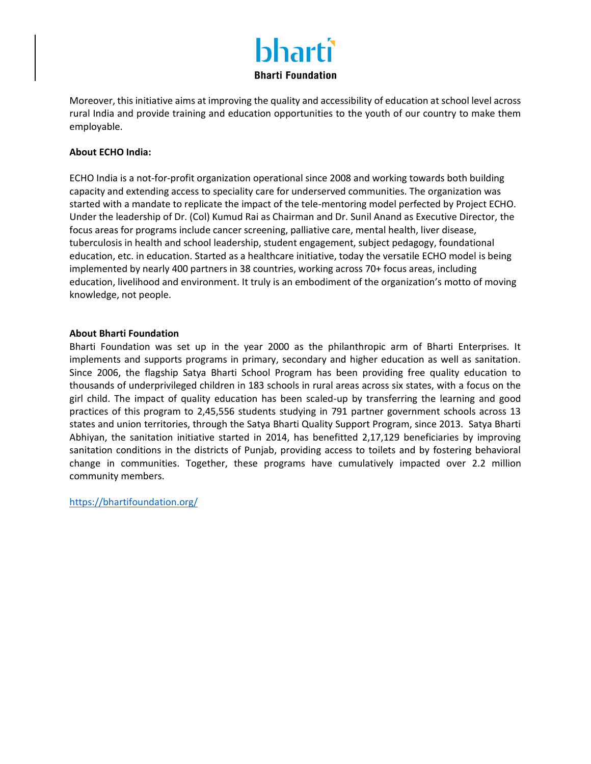Moreover, this initiative aims at improving the quality and accessibility of education at school level across rural India and provide training and education opportunities to the youth of our country to make them employable.

**About ECHO India:**

ECHO India is a not-for-profit organization operational since 2008 and working towards both building capacity and extending access to speciality care for underserved communities. The organization was started with a mandate to replicate the impact of the tele-mentoring model perfected by Project ECHO. Under the leadership of Dr. (Col) Kumud Rai as Chairman and Dr. Sunil Anand as Executive Director, the focus areas for programs include cancer screening, palliative care, mental health, liver disease, tuberculosis in health and school leadership, student engagement, subject pedagogy, foundational education, etc. in education. Started as a healthcare initiative, today the versatile ECHO model is being implemented by nearly 400 partners in 38 countries, working across 70+ focus areas, including education, livelihood and environment. It truly is an embodiment of the organization's motto of moving knowledge, not people.

**About Bharti Foundation**

Bharti Foundation was set up in the year 2000 as the philanthropic arm of Bharti Enterprises. It implements and supports programs in primary, secondary and higher education as well as sanitation. Since 2006, the flagship Satya Bharti School Program has been providing free quality education to thousands of underprivileged children in 183 schools in rural areas across six states, with a focus on the girl child. The impact of quality education has been scaled-up by transferring the learning and good practices of this program to 2,45,556 students studying in 791 partner government schools across 13 states and union territories, through the Satya Bharti Quality Support Program, since 2013. Satya Bharti Abhiyan, the sanitation initiative started in 2014, has benefitted 2,17,129 beneficiaries by improving sanitation conditions in the districts of Punjab, providing access to toilets and by fostering behavioral change in communities. Together, these programs have cumulatively impacted over 2.2 million community members.

https://bhartifoundation.org/